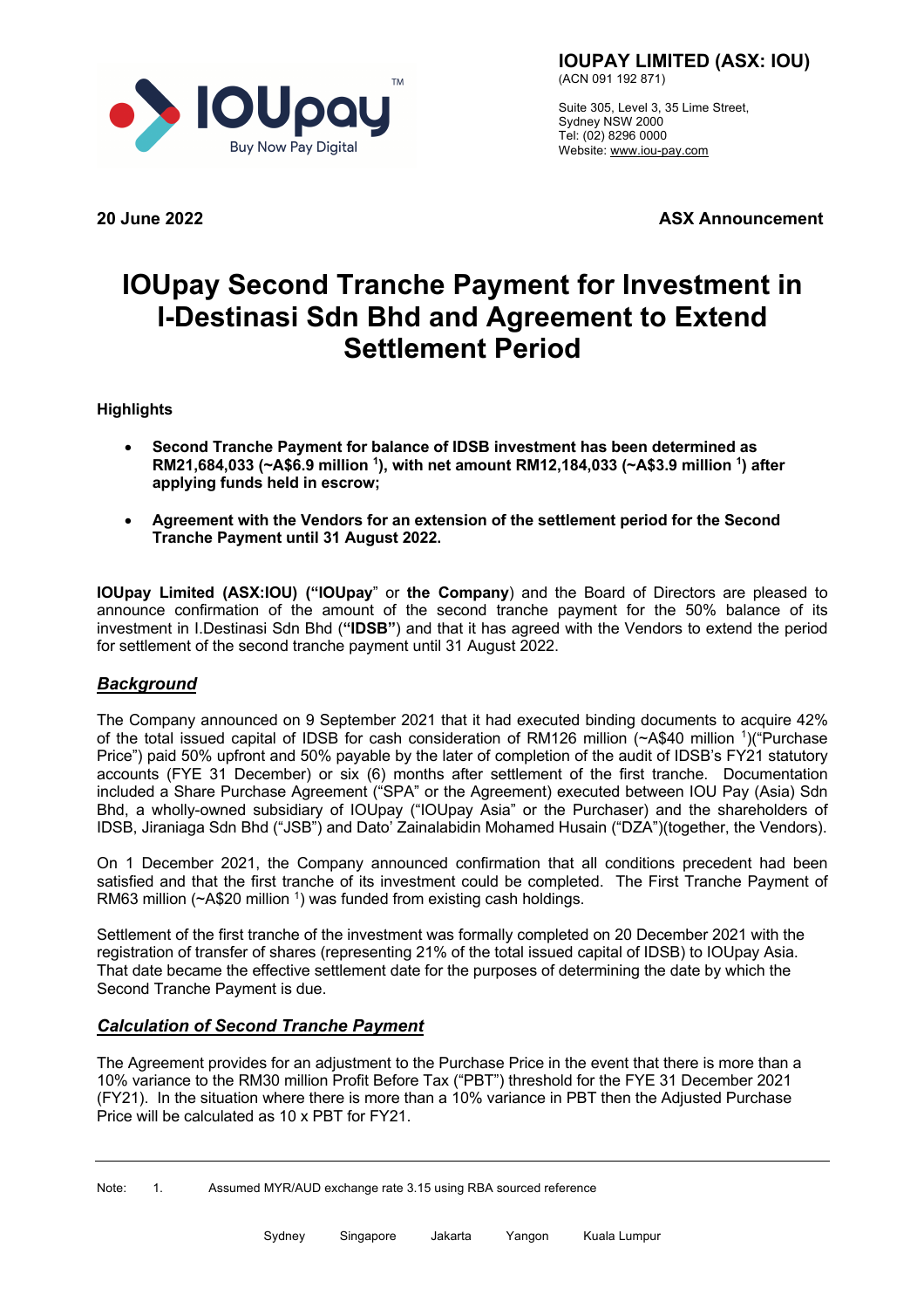**IOUPAY LIMITED (ASX: IOU)**
(ACN 091 192 871)

Suite 305, Level 3, 35 Lime Street,
Sydney NSW 2000
Tel: (02) 8296 0000
Website: www.iou-pay.com

**20 June 2022** **ASX Announcement**

# IOUpay Second Tranche Payment for Investment in I-Destinasi Sdn Bhd and Agreement to Extend Settlement Period

**Highlights**

- **Second Tranche Payment for balance of IDSB investment has been determined as RM21,684,033 (~A$6.9 million [1]), with net amount RM12,184,033 (~A$3.9 million [1]) after applying funds held in escrow;**
- **Agreement with the Vendors for an extension of the settlement period for the Second Tranche Payment until 31 August 2022.**

**IOUpay Limited (ASX:IOU) ("IOUpay**" or **the Company**) and the Board of Directors are pleased to announce confirmation of the amount of the second tranche payment for the 50% balance of its investment in I.Destinasi Sdn Bhd (**"IDSB"**) and that it has agreed with the Vendors to extend the period for settlement of the second tranche payment until 31 August 2022.

## *Background*

The Company announced on 9 September 2021 that it had executed binding documents to acquire 42% of the total issued capital of IDSB for cash consideration of RM126 million (~A$40 million [1])("Purchase Price") paid 50% upfront and 50% payable by the later of completion of the audit of IDSB's FY21 statutory accounts (FYE 31 December) or six (6) months after settlement of the first tranche. Documentation included a Share Purchase Agreement ("SPA" or the Agreement) executed between IOU Pay (Asia) Sdn Bhd, a wholly-owned subsidiary of IOUpay ("IOUpay Asia" or the Purchaser) and the shareholders of IDSB, Jiraniaga Sdn Bhd ("JSB") and Dato' Zainalabidin Mohamed Husain ("DZA")(together, the Vendors).

On 1 December 2021, the Company announced confirmation that all conditions precedent had been satisfied and that the first tranche of its investment could be completed. The First Tranche Payment of RM63 million (~A$20 million [1]) was funded from existing cash holdings.

Settlement of the first tranche of the investment was formally completed on 20 December 2021 with the registration of transfer of shares (representing 21% of the total issued capital of IDSB) to IOUpay Asia. That date became the effective settlement date for the purposes of determining the date by which the Second Tranche Payment is due.

## *Calculation of Second Tranche Payment*

The Agreement provides for an adjustment to the Purchase Price in the event that there is more than a 10% variance to the RM30 million Profit Before Tax ("PBT") threshold for the FYE 31 December 2021 (FY21). In the situation where there is more than a 10% variance in PBT then the Adjusted Purchase Price will be calculated as 10 x PBT for FY21.

Note: 1. Assumed MYR/AUD exchange rate 3.15 using RBA sourced reference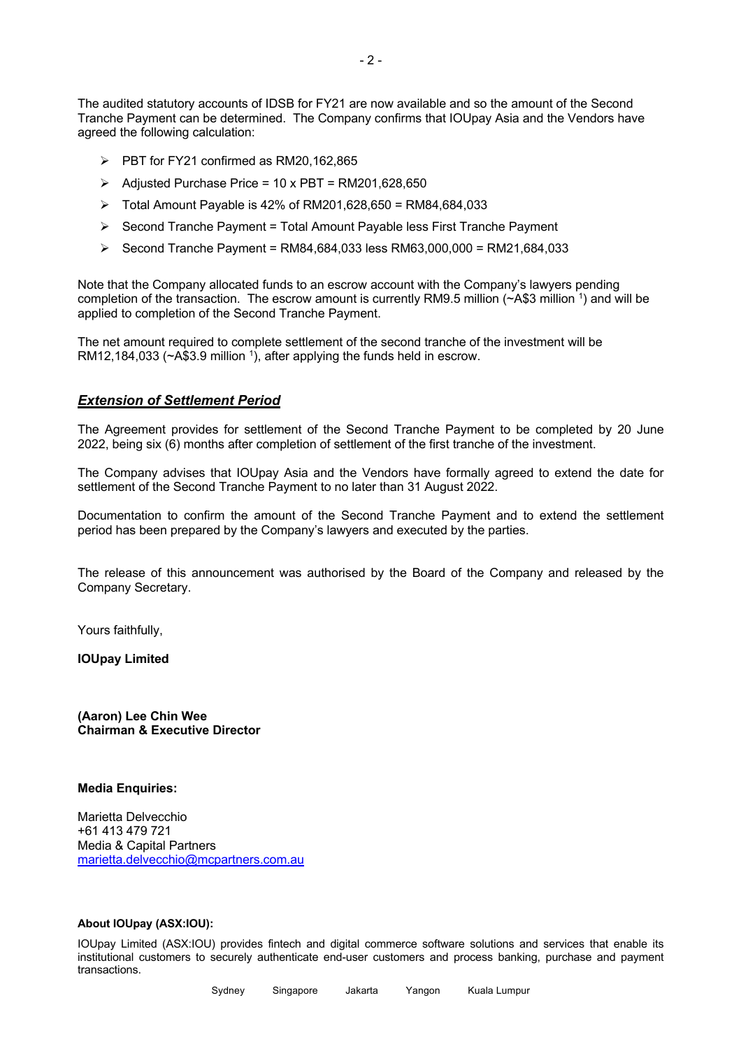The audited statutory accounts of IDSB for FY21 are now available and so the amount of the Second Tranche Payment can be determined. The Company confirms that IOUpay Asia and the Vendors have agreed the following calculation:

- PBT for FY21 confirmed as RM20,162,865
- Adjusted Purchase Price = 10 x PBT = RM201,628,650
- Total Amount Payable is 42% of RM201,628,650 = RM84,684,033
- Second Tranche Payment = Total Amount Payable less First Tranche Payment
- Second Tranche Payment = RM84,684,033 less RM63,000,000 = RM21,684,033

Note that the Company allocated funds to an escrow account with the Company's lawyers pending completion of the transaction. The escrow amount is currently RM9.5 million (~A$3 million [1]) and will be applied to completion of the Second Tranche Payment.

The net amount required to complete settlement of the second tranche of the investment will be RM12,184,033 (~A$3.9 million [1]), after applying the funds held in escrow.

## ***Extension of Settlement Period***

The Agreement provides for settlement of the Second Tranche Payment to be completed by 20 June 2022, being six (6) months after completion of settlement of the first tranche of the investment.

The Company advises that IOUpay Asia and the Vendors have formally agreed to extend the date for settlement of the Second Tranche Payment to no later than 31 August 2022.

Documentation to confirm the amount of the Second Tranche Payment and to extend the settlement period has been prepared by the Company's lawyers and executed by the parties.

The release of this announcement was authorised by the Board of the Company and released by the Company Secretary.

Yours faithfully,

**IOUpay Limited**

**(Aaron) Lee Chin Wee**
**Chairman & Executive Director**

**Media Enquiries:**

Marietta Delvecchio
+61 413 479 721
Media & Capital Partners
marietta.delvecchio@mcpartners.com.au

**About IOUpay (ASX:IOU):**

IOUpay Limited (ASX:IOU) provides fintech and digital commerce software solutions and services that enable its institutional customers to securely authenticate end-user customers and process banking, purchase and payment transactions.

Sydney Singapore Jakarta Yangon Kuala Lumpur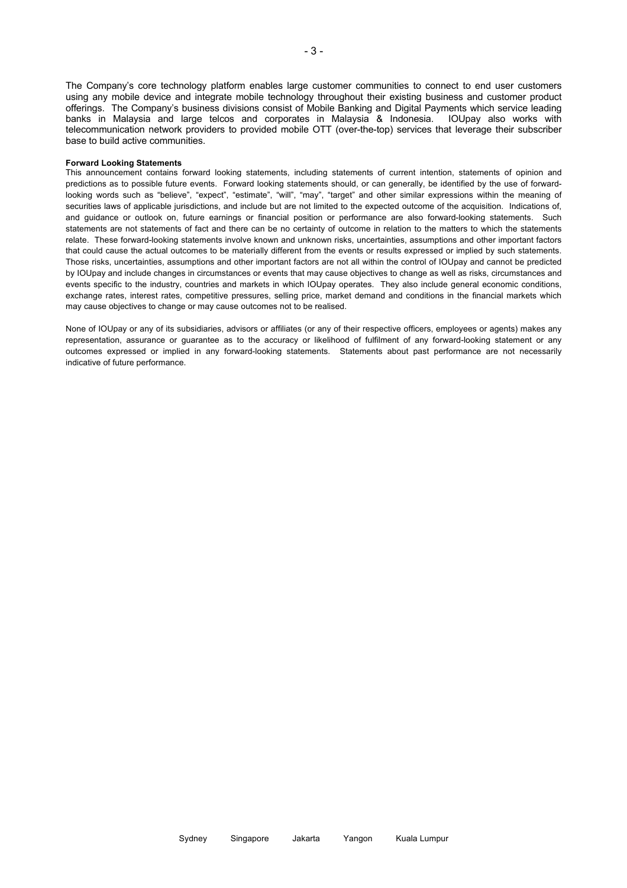The Company's core technology platform enables large customer communities to connect to end user customers using any mobile device and integrate mobile technology throughout their existing business and customer product offerings. The Company's business divisions consist of Mobile Banking and Digital Payments which service leading banks in Malaysia and large telcos and corporates in Malaysia & Indonesia. IOUpay also works with telecommunication network providers to provided mobile OTT (over-the-top) services that leverage their subscriber base to build active communities.

**Forward Looking Statements**

This announcement contains forward looking statements, including statements of current intention, statements of opinion and predictions as to possible future events. Forward looking statements should, or can generally, be identified by the use of forward-looking words such as "believe", "expect", "estimate", "will", "may", "target" and other similar expressions within the meaning of securities laws of applicable jurisdictions, and include but are not limited to the expected outcome of the acquisition. Indications of, and guidance or outlook on, future earnings or financial position or performance are also forward-looking statements. Such statements are not statements of fact and there can be no certainty of outcome in relation to the matters to which the statements relate. These forward-looking statements involve known and unknown risks, uncertainties, assumptions and other important factors that could cause the actual outcomes to be materially different from the events or results expressed or implied by such statements. Those risks, uncertainties, assumptions and other important factors are not all within the control of IOUpay and cannot be predicted by IOUpay and include changes in circumstances or events that may cause objectives to change as well as risks, circumstances and events specific to the industry, countries and markets in which IOUpay operates. They also include general economic conditions, exchange rates, interest rates, competitive pressures, selling price, market demand and conditions in the financial markets which may cause objectives to change or may cause outcomes not to be realised.

None of IOUpay or any of its subsidiaries, advisors or affiliates (or any of their respective officers, employees or agents) makes any representation, assurance or guarantee as to the accuracy or likelihood of fulfilment of any forward-looking statement or any outcomes expressed or implied in any forward-looking statements. Statements about past performance are not necessarily indicative of future performance.

Sydney Singapore Jakarta Yangon Kuala Lumpur